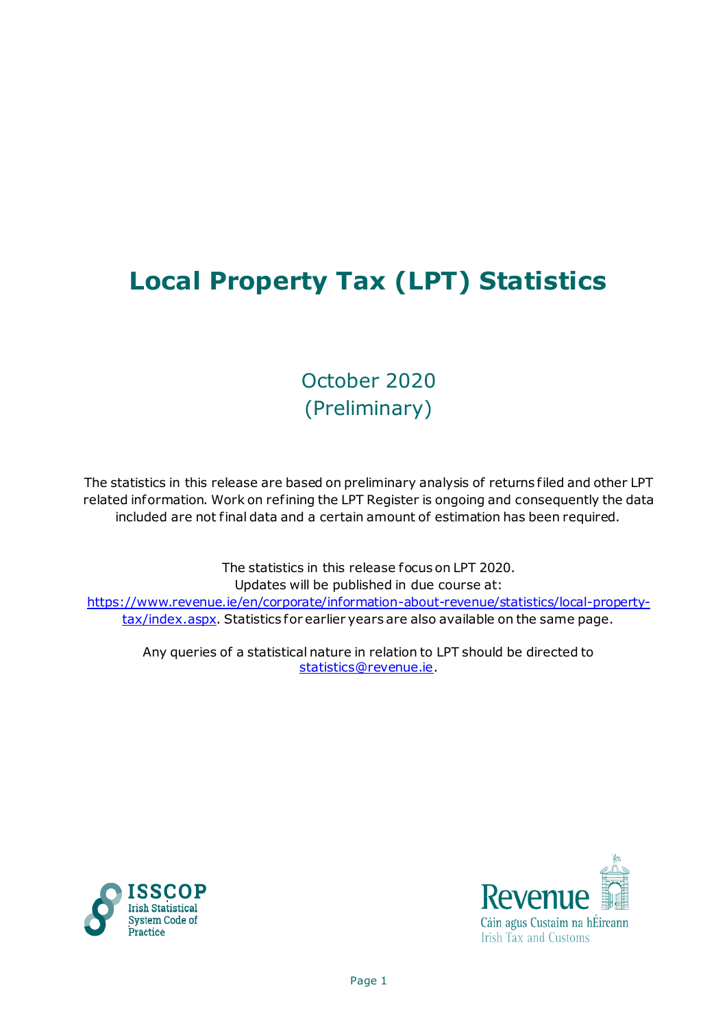# Local Property Tax (LPT) Statistics

October 2020
(Preliminary)

The statistics in this release are based on preliminary analysis of returns filed and other LPT related information. Work on refining the LPT Register is ongoing and consequently the data included are not final data and a certain amount of estimation has been required.

The statistics in this release focus on LPT 2020.
Updates will be published in due course at:
https://www.revenue.ie/en/corporate/information-about-revenue/statistics/local-property-tax/index.aspx. Statistics for earlier years are also available on the same page.

Any queries of a statistical nature in relation to LPT should be directed to statistics@revenue.ie.

ISSCOP
Irish Statistical System Code of Practice

Revenue
Cáin agus Custaim na hÉireann
Irish Tax and Customs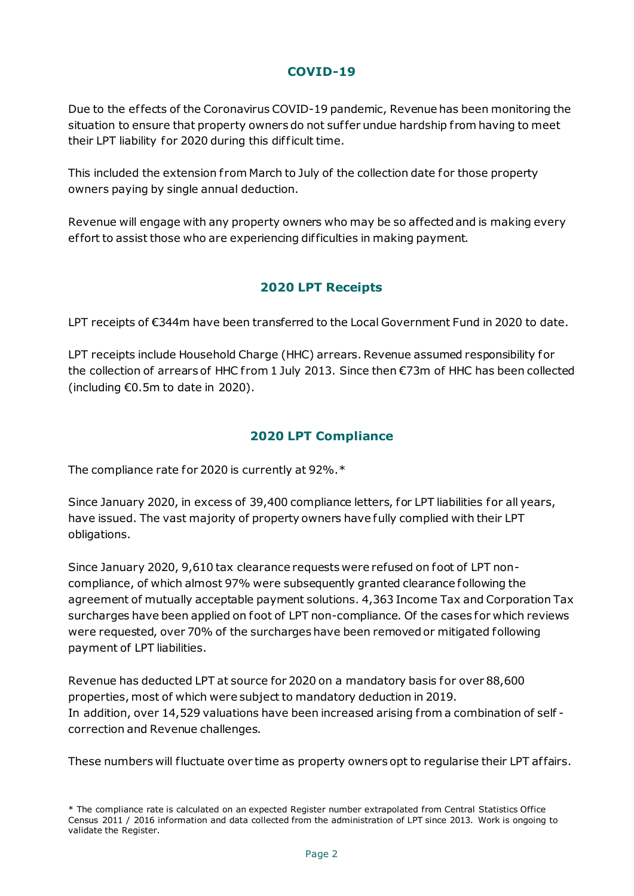## COVID-19

Due to the effects of the Coronavirus COVID-19 pandemic, Revenue has been monitoring the situation to ensure that property owners do not suffer undue hardship from having to meet their LPT liability for 2020 during this difficult time.

This included the extension from March to July of the collection date for those property owners paying by single annual deduction.

Revenue will engage with any property owners who may be so affected and is making every effort to assist those who are experiencing difficulties in making payment.

## 2020 LPT Receipts

LPT receipts of €344m have been transferred to the Local Government Fund in 2020 to date.

LPT receipts include Household Charge (HHC) arrears. Revenue assumed responsibility for the collection of arrears of HHC from 1 July 2013. Since then €73m of HHC has been collected (including €0.5m to date in 2020).

## 2020 LPT Compliance

The compliance rate for 2020 is currently at 92%.*

Since January 2020, in excess of 39,400 compliance letters, for LPT liabilities for all years, have issued. The vast majority of property owners have fully complied with their LPT obligations.

Since January 2020, 9,610 tax clearance requests were refused on foot of LPT non-compliance, of which almost 97% were subsequently granted clearance following the agreement of mutually acceptable payment solutions. 4,363 Income Tax and Corporation Tax surcharges have been applied on foot of LPT non-compliance. Of the cases for which reviews were requested, over 70% of the surcharges have been removed or mitigated following payment of LPT liabilities.

Revenue has deducted LPT at source for 2020 on a mandatory basis for over 88,600 properties, most of which were subject to mandatory deduction in 2019.
In addition, over 14,529 valuations have been increased arising from a combination of self-correction and Revenue challenges.

These numbers will fluctuate over time as property owners opt to regularise their LPT affairs.

* The compliance rate is calculated on an expected Register number extrapolated from Central Statistics Office Census 2011 / 2016 information and data collected from the administration of LPT since 2013. Work is ongoing to validate the Register.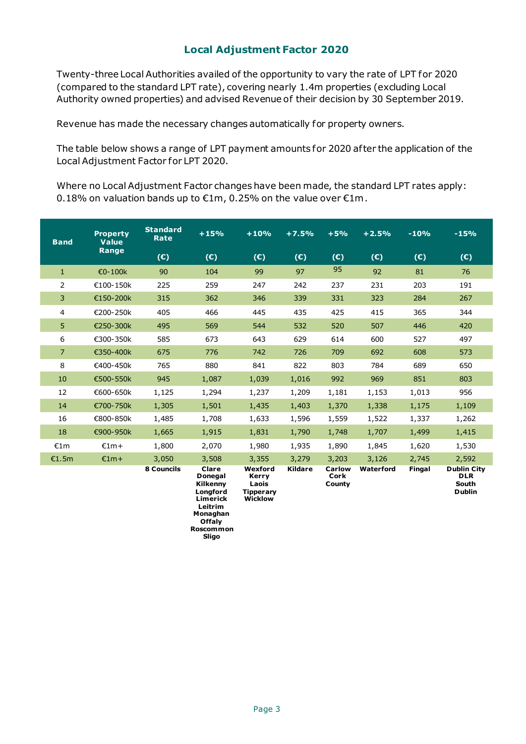## Local Adjustment Factor 2020

Twenty-three Local Authorities availed of the opportunity to vary the rate of LPT for 2020 (compared to the standard LPT rate), covering nearly 1.4m properties (excluding Local Authority owned properties) and advised Revenue of their decision by 30 September 2019.

Revenue has made the necessary changes automatically for property owners.

The table below shows a range of LPT payment amounts for 2020 after the application of the Local Adjustment Factor for LPT 2020.

Where no Local Adjustment Factor changes have been made, the standard LPT rates apply: 0.18% on valuation bands up to €1m, 0.25% on the value over €1m.

| Band | Property Value Range | Standard Rate (€) | +15% (€) | +10% (€) | +7.5% (€) | +5% (€) | +2.5% (€) | -10% (€) | -15% (€) |
|---|---|---|---|---|---|---|---|---|---|
| 1 | €0-100k | 90 | 104 | 99 | 97 | 95 | 92 | 81 | 76 |
| 2 | €100-150k | 225 | 259 | 247 | 242 | 237 | 231 | 203 | 191 |
| 3 | €150-200k | 315 | 362 | 346 | 339 | 331 | 323 | 284 | 267 |
| 4 | €200-250k | 405 | 466 | 445 | 435 | 425 | 415 | 365 | 344 |
| 5 | €250-300k | 495 | 569 | 544 | 532 | 520 | 507 | 446 | 420 |
| 6 | €300-350k | 585 | 673 | 643 | 629 | 614 | 600 | 527 | 497 |
| 7 | €350-400k | 675 | 776 | 742 | 726 | 709 | 692 | 608 | 573 |
| 8 | €400-450k | 765 | 880 | 841 | 822 | 803 | 784 | 689 | 650 |
| 10 | €500-550k | 945 | 1,087 | 1,039 | 1,016 | 992 | 969 | 851 | 803 |
| 12 | €600-650k | 1,125 | 1,294 | 1,237 | 1,209 | 1,181 | 1,153 | 1,013 | 956 |
| 14 | €700-750k | 1,305 | 1,501 | 1,435 | 1,403 | 1,370 | 1,338 | 1,175 | 1,109 |
| 16 | €800-850k | 1,485 | 1,708 | 1,633 | 1,596 | 1,559 | 1,522 | 1,337 | 1,262 |
| 18 | €900-950k | 1,665 | 1,915 | 1,831 | 1,790 | 1,748 | 1,707 | 1,499 | 1,415 |
| €1m | €1m+ | 1,800 | 2,070 | 1,980 | 1,935 | 1,890 | 1,845 | 1,620 | 1,530 |
| €1.5m | €1m+ | 3,050 | 3,508 | 3,355 | 3,279 | 3,203 | 3,126 | 2,745 | 2,592 |
| | | **8 Councils** | **Clare Donegal Kilkenny Longford Limerick Leitrim Monaghan Offaly Roscommon Sligo** | **Wexford Kerry Laois Tipperary Wicklow** | **Kildare** | **Carlow Cork County** | **Waterford** | **Fingal** | **Dublin City DLR South Dublin** |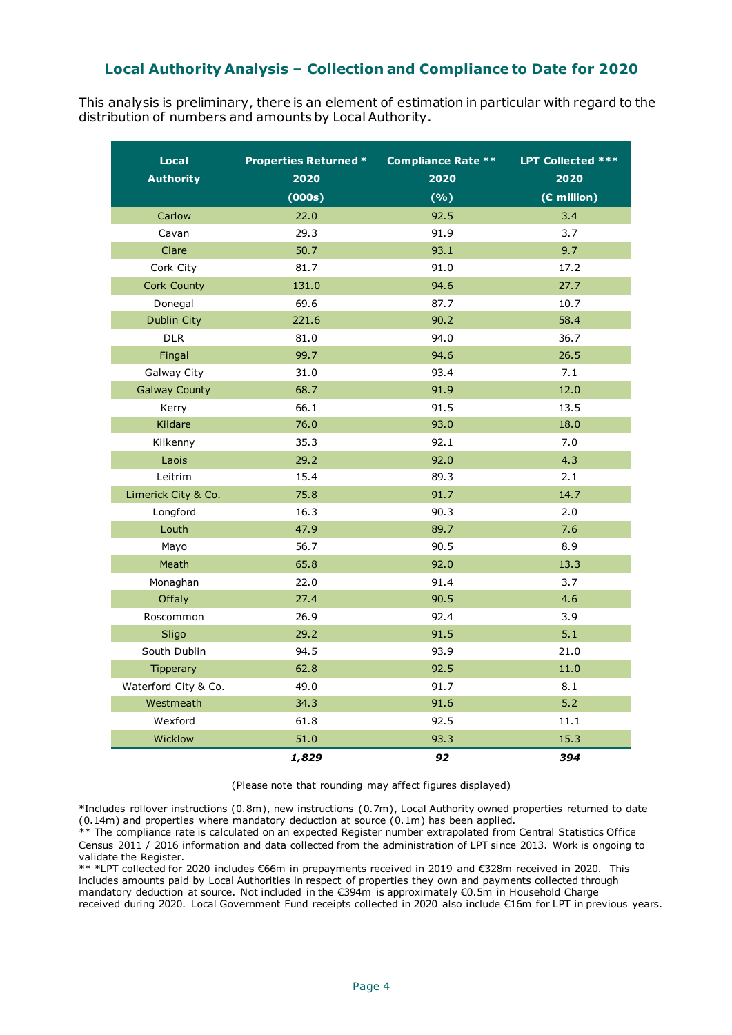## Local Authority Analysis – Collection and Compliance to Date for 2020

This analysis is preliminary, there is an element of estimation in particular with regard to the distribution of numbers and amounts by Local Authority.

| Local Authority | Properties Returned * 2020 (000s) | Compliance Rate ** 2020 (%) | LPT Collected *** 2020 (€ million) |
|---|---|---|---|
| Carlow | 22.0 | 92.5 | 3.4 |
| Cavan | 29.3 | 91.9 | 3.7 |
| Clare | 50.7 | 93.1 | 9.7 |
| Cork City | 81.7 | 91.0 | 17.2 |
| Cork County | 131.0 | 94.6 | 27.7 |
| Donegal | 69.6 | 87.7 | 10.7 |
| Dublin City | 221.6 | 90.2 | 58.4 |
| DLR | 81.0 | 94.0 | 36.7 |
| Fingal | 99.7 | 94.6 | 26.5 |
| Galway City | 31.0 | 93.4 | 7.1 |
| Galway County | 68.7 | 91.9 | 12.0 |
| Kerry | 66.1 | 91.5 | 13.5 |
| Kildare | 76.0 | 93.0 | 18.0 |
| Kilkenny | 35.3 | 92.1 | 7.0 |
| Laois | 29.2 | 92.0 | 4.3 |
| Leitrim | 15.4 | 89.3 | 2.1 |
| Limerick City & Co. | 75.8 | 91.7 | 14.7 |
| Longford | 16.3 | 90.3 | 2.0 |
| Louth | 47.9 | 89.7 | 7.6 |
| Mayo | 56.7 | 90.5 | 8.9 |
| Meath | 65.8 | 92.0 | 13.3 |
| Monaghan | 22.0 | 91.4 | 3.7 |
| Offaly | 27.4 | 90.5 | 4.6 |
| Roscommon | 26.9 | 92.4 | 3.9 |
| Sligo | 29.2 | 91.5 | 5.1 |
| South Dublin | 94.5 | 93.9 | 21.0 |
| Tipperary | 62.8 | 92.5 | 11.0 |
| Waterford City & Co. | 49.0 | 91.7 | 8.1 |
| Westmeath | 34.3 | 91.6 | 5.2 |
| Wexford | 61.8 | 92.5 | 11.1 |
| Wicklow | 51.0 | 93.3 | 15.3 |
| | ***1,829*** | ***92*** | ***394*** |

(Please note that rounding may affect figures displayed)

*Includes rollover instructions (0.8m), new instructions (0.7m), Local Authority owned properties returned to date (0.14m) and properties where mandatory deduction at source (0.1m) has been applied.
** The compliance rate is calculated on an expected Register number extrapolated from Central Statistics Office Census 2011 / 2016 information and data collected from the administration of LPT since 2013. Work is ongoing to validate the Register.
** *LPT collected for 2020 includes €66m in prepayments received in 2019 and €328m received in 2020. This includes amounts paid by Local Authorities in respect of properties they own and payments collected through mandatory deduction at source. Not included in the €394m is approximately €0.5m in Household Charge received during 2020. Local Government Fund receipts collected in 2020 also include €16m for LPT in previous years.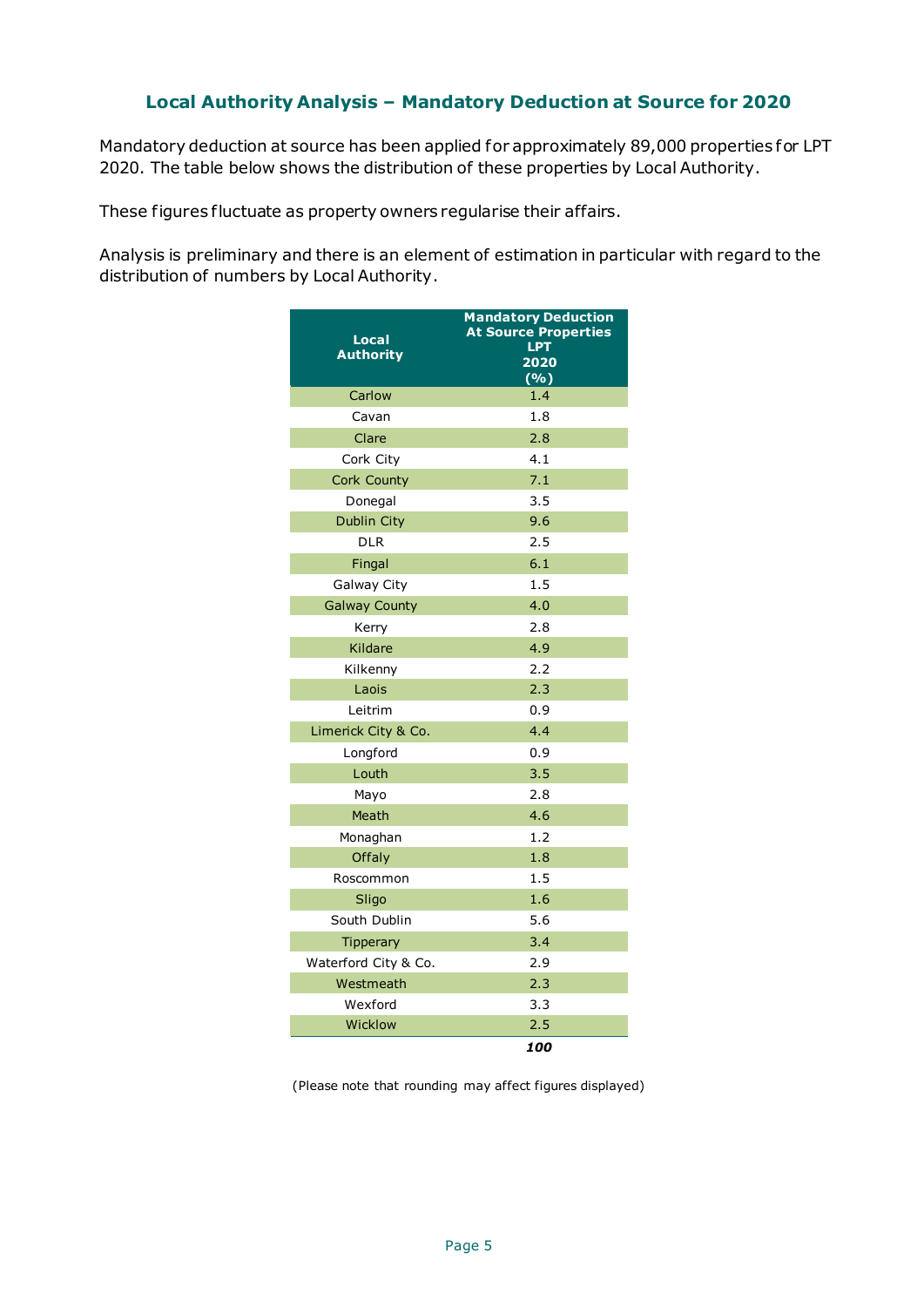## Local Authority Analysis – Mandatory Deduction at Source for 2020

Mandatory deduction at source has been applied for approximately 89,000 properties for LPT 2020. The table below shows the distribution of these properties by Local Authority.

These figures fluctuate as property owners regularise their affairs.

Analysis is preliminary and there is an element of estimation in particular with regard to the distribution of numbers by Local Authority.

| Local Authority | Mandatory Deduction At Source Properties LPT 2020 (%) |
|---|---|
| Carlow | 1.4 |
| Cavan | 1.8 |
| Clare | 2.8 |
| Cork City | 4.1 |
| Cork County | 7.1 |
| Donegal | 3.5 |
| Dublin City | 9.6 |
| DLR | 2.5 |
| Fingal | 6.1 |
| Galway City | 1.5 |
| Galway County | 4.0 |
| Kerry | 2.8 |
| Kildare | 4.9 |
| Kilkenny | 2.2 |
| Laois | 2.3 |
| Leitrim | 0.9 |
| Limerick City & Co. | 4.4 |
| Longford | 0.9 |
| Louth | 3.5 |
| Mayo | 2.8 |
| Meath | 4.6 |
| Monaghan | 1.2 |
| Offaly | 1.8 |
| Roscommon | 1.5 |
| Sligo | 1.6 |
| South Dublin | 5.6 |
| Tipperary | 3.4 |
| Waterford City & Co. | 2.9 |
| Westmeath | 2.3 |
| Wexford | 3.3 |
| Wicklow | 2.5 |
| | ***100*** |

(Please note that rounding may affect figures displayed)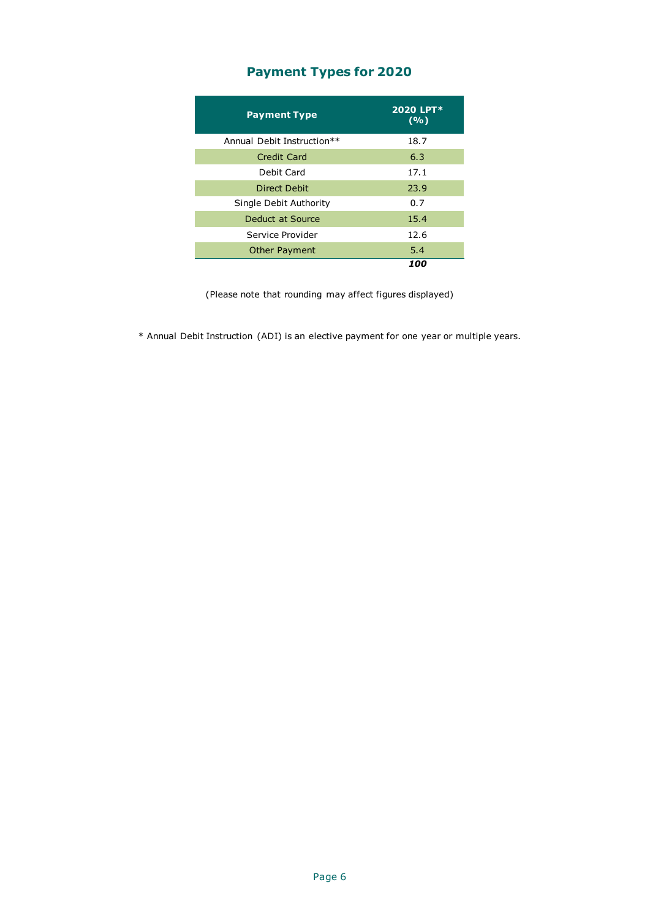# Payment Types for 2020

| Payment Type | 2020 LPT* (%) |
|---|---|
| Annual Debit Instruction** | 18.7 |
| Credit Card | 6.3 |
| Debit Card | 17.1 |
| Direct Debit | 23.9 |
| Single Debit Authority | 0.7 |
| Deduct at Source | 15.4 |
| Service Provider | 12.6 |
| Other Payment | 5.4 |
| | ***100*** |

(Please note that rounding may affect figures displayed)

* Annual Debit Instruction (ADI) is an elective payment for one year or multiple years.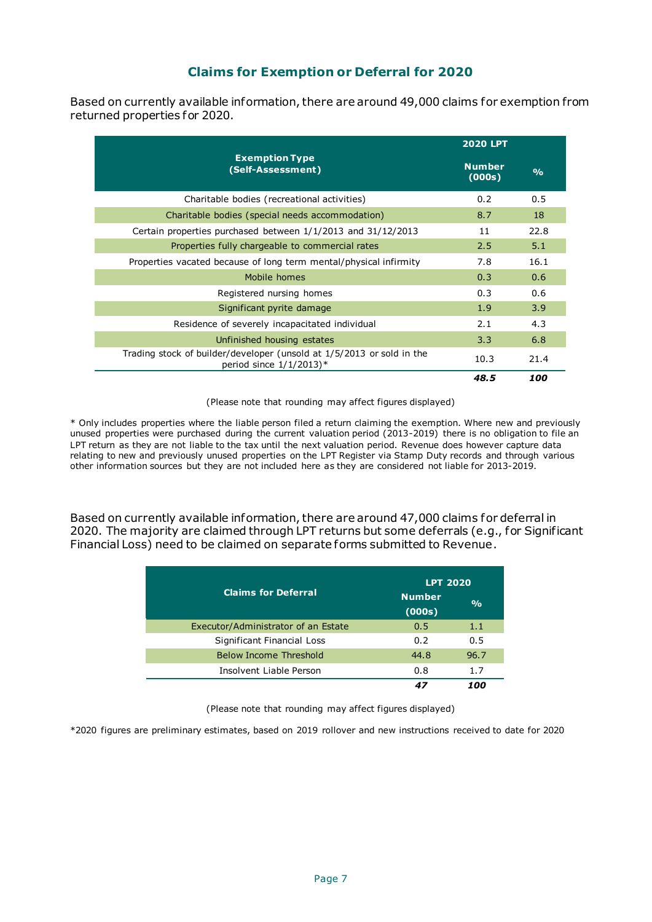## Claims for Exemption or Deferral for 2020

Based on currently available information, there are around 49,000 claims for exemption from returned properties for 2020.

| Exemption Type (Self-Assessment) | 2020 LPT | |
|---|---|---|
| | **Number (000s)** | **%** |
| Charitable bodies (recreational activities) | 0.2 | 0.5 |
| Charitable bodies (special needs accommodation) | 8.7 | 18 |
| Certain properties purchased between 1/1/2013 and 31/12/2013 | 11 | 22.8 |
| Properties fully chargeable to commercial rates | 2.5 | 5.1 |
| Properties vacated because of long term mental/physical infirmity | 7.8 | 16.1 |
| Mobile homes | 0.3 | 0.6 |
| Registered nursing homes | 0.3 | 0.6 |
| Significant pyrite damage | 1.9 | 3.9 |
| Residence of severely incapacitated individual | 2.1 | 4.3 |
| Unfinished housing estates | 3.3 | 6.8 |
| Trading stock of builder/developer (unsold at 1/5/2013 or sold in the period since 1/1/2013)* | 10.3 | 21.4 |
| | ***48.5*** | ***100*** |

(Please note that rounding may affect figures displayed)

* Only includes properties where the liable person filed a return claiming the exemption. Where new and previously unused properties were purchased during the current valuation period (2013-2019) there is no obligation to file an LPT return as they are not liable to the tax until the next valuation period. Revenue does however capture data relating to new and previously unused properties on the LPT Register via Stamp Duty records and through various other information sources but they are not included here as they are considered not liable for 2013-2019.

Based on currently available information, there are around 47,000 claims for deferral in 2020. The majority are claimed through LPT returns but some deferrals (e.g., for Significant Financial Loss) need to be claimed on separate forms submitted to Revenue.

| Claims for Deferral | LPT 2020 | |
|---|---|---|
| | **Number (000s)** | **%** |
| Executor/Administrator of an Estate | 0.5 | 1.1 |
| Significant Financial Loss | 0.2 | 0.5 |
| Below Income Threshold | 44.8 | 96.7 |
| Insolvent Liable Person | 0.8 | 1.7 |
| | ***47*** | ***100*** |

(Please note that rounding may affect figures displayed)

*2020 figures are preliminary estimates, based on 2019 rollover and new instructions received to date for 2020